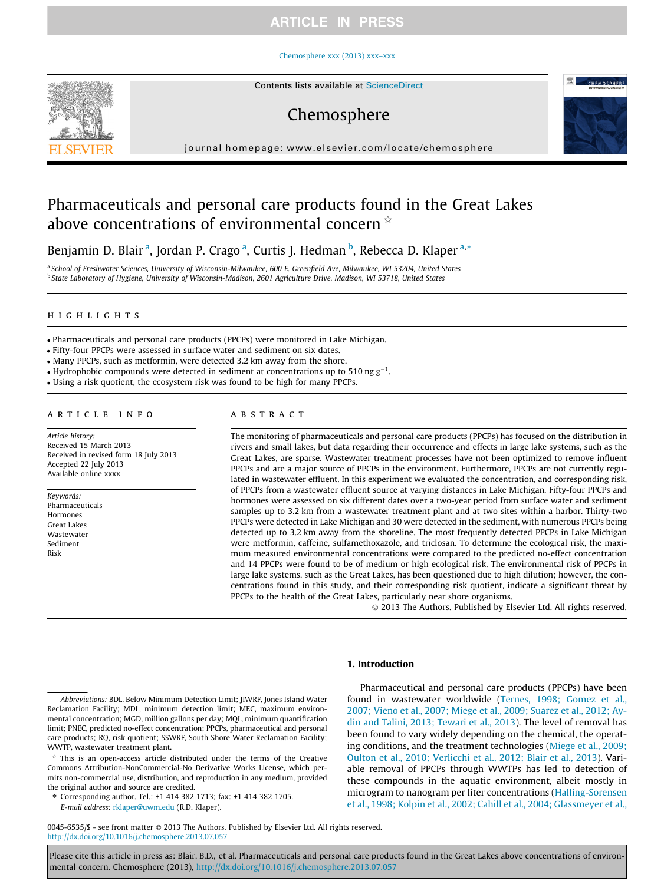# Pharmaceuticals and personal care products found in the Great Lakes above concentrations of environmental concern ☆

Benjamin D. Blair [a], Jordan P. Crago [a], Curtis J. Hedman [b], Rebecca D. Klaper [a,*]

[a] School of Freshwater Sciences, University of Wisconsin-Milwaukee, 600 E. Greenfield Ave, Milwaukee, WI 53204, United States
[b] State Laboratory of Hygiene, University of Wisconsin-Madison, 2601 Agriculture Drive, Madison, WI 53718, United States

## HIGHLIGHTS

- Pharmaceuticals and personal care products (PPCPs) were monitored in Lake Michigan.
- Fifty-four PPCPs were assessed in surface water and sediment on six dates.
- Many PPCPs, such as metformin, were detected 3.2 km away from the shore.
- Hydrophobic compounds were detected in sediment at concentrations up to 510 ng $g^{-1}$.
- Using a risk quotient, the ecosystem risk was found to be high for many PPCPs.

## ARTICLE INFO

*Article history:*
Received 15 March 2013
Received in revised form 18 July 2013
Accepted 22 July 2013
Available online xxxx

*Keywords:*
Pharmaceuticals
Hormones
Great Lakes
Wastewater
Sediment
Risk

## ABSTRACT

The monitoring of pharmaceuticals and personal care products (PPCPs) has focused on the distribution in rivers and small lakes, but data regarding their occurrence and effects in large lake systems, such as the Great Lakes, are sparse. Wastewater treatment processes have not been optimized to remove influent PPCPs and are a major source of PPCPs in the environment. Furthermore, PPCPs are not currently regulated in wastewater effluent. In this experiment we evaluated the concentration, and corresponding risk, of PPCPs from a wastewater effluent source at varying distances in Lake Michigan. Fifty-four PPCPs and hormones were assessed on six different dates over a two-year period from surface water and sediment samples up to 3.2 km from a wastewater treatment plant and at two sites within a harbor. Thirty-two PPCPs were detected in Lake Michigan and 30 were detected in the sediment, with numerous PPCPs being detected up to 3.2 km away from the shoreline. The most frequently detected PPCPs in Lake Michigan were metformin, caffeine, sulfamethoxazole, and triclosan. To determine the ecological risk, the maximum measured environmental concentrations were compared to the predicted no-effect concentration and 14 PPCPs were found to be of medium or high ecological risk. The environmental risk of PPCPs in large lake systems, such as the Great Lakes, has been questioned due to high dilution; however, the concentrations found in this study, and their corresponding risk quotient, indicate a significant threat by PPCPs to the health of the Great Lakes, particularly near shore organisms.

© 2013 The Authors. Published by Elsevier Ltd. All rights reserved.

## 1. Introduction

Pharmaceutical and personal care products (PPCPs) have been found in wastewater worldwide (Ternes, 1998; Gomez et al., 2007; Vieno et al., 2007; Miege et al., 2009; Suarez et al., 2012; Aydin and Talini, 2013; Tewari et al., 2013). The level of removal has been found to vary widely depending on the chemical, the operating conditions, and the treatment technologies (Miege et al., 2009; Oulton et al., 2010; Verlicchi et al., 2012; Blair et al., 2013). Variable removal of PPCPs through WWTPs has led to detection of these compounds in the aquatic environment, albeit mostly in microgram to nanogram per liter concentrations (Halling-Sorensen et al., 1998; Kolpin et al., 2002; Cahill et al., 2004; Glassmeyer et al.,

---

*Abbreviations:* BDL, Below Minimum Detection Limit; JIWRF, Jones Island Water Reclamation Facility; MDL, minimum detection limit; MEC, maximum environmental concentration; MGD, million gallons per day; MQL, minimum quantification limit; PNEC, predicted no-effect concentration; PPCPs, pharmaceutical and personal care products; RQ, risk quotient; SSWRF, South Shore Water Reclamation Facility; WWTP, wastewater treatment plant.

☆ This is an open-access article distributed under the terms of the Creative Commons Attribution-NonCommercial-No Derivative Works License, which permits non-commercial use, distribution, and reproduction in any medium, provided the original author and source are credited.

\* Corresponding author. Tel.: +1 414 382 1713; fax: +1 414 382 1705.
*E-mail address:* rklaper@uwm.edu (R.D. Klaper).

0045-6535/$ - see front matter © 2013 The Authors. Published by Elsevier Ltd. All rights reserved.
http://dx.doi.org/10.1016/j.chemosphere.2013.07.057

Please cite this article in press as: Blair, B.D., et al. Pharmaceuticals and personal care products found in the Great Lakes above concentrations of environmental concern. Chemosphere (2013), http://dx.doi.org/10.1016/j.chemosphere.2013.07.057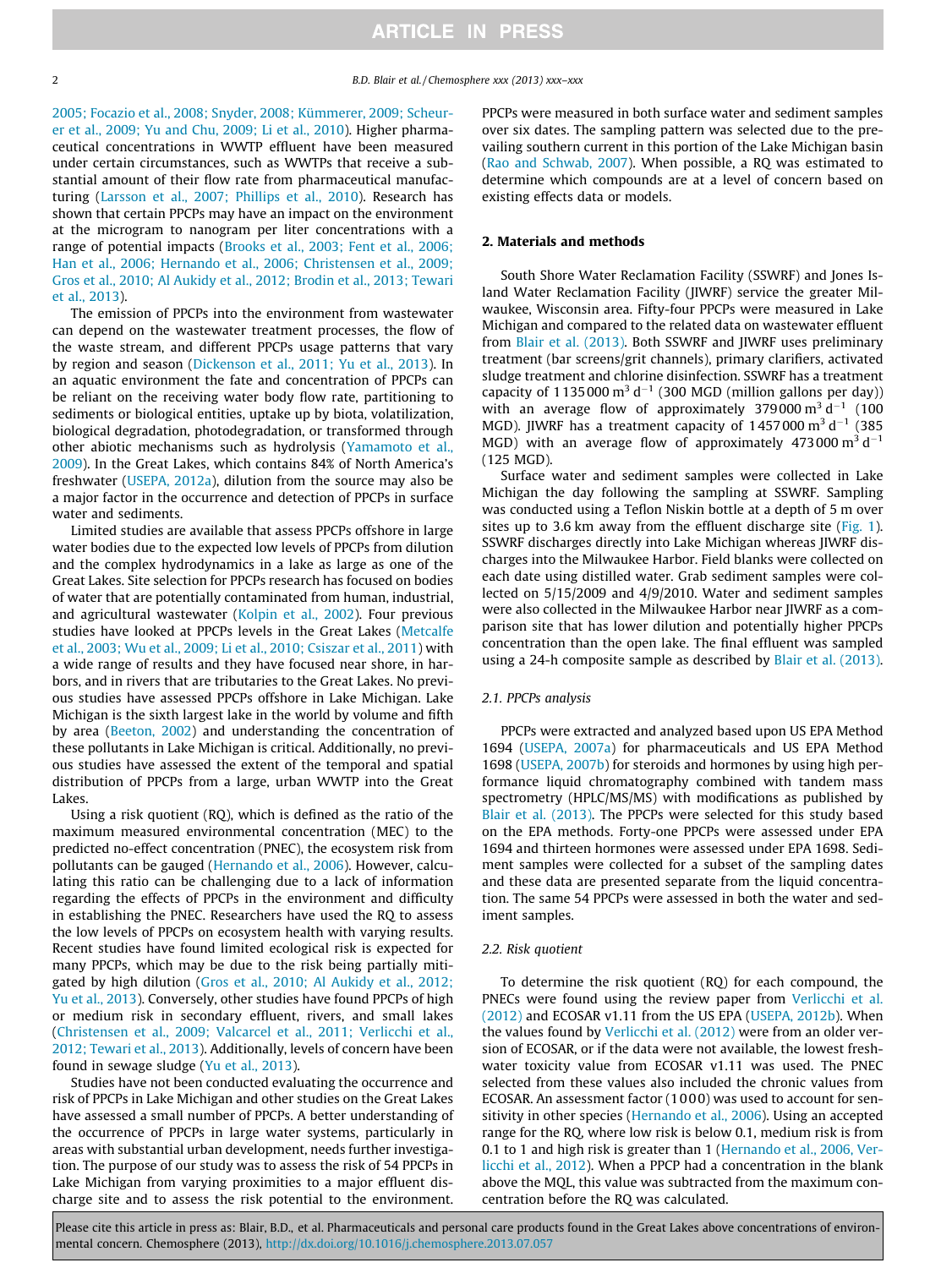2005; Focazio et al., 2008; Snyder, 2008; Kümmerer, 2009; Scheurer et al., 2009; Yu and Chu, 2009; Li et al., 2010). Higher pharmaceutical concentrations in WWTP effluent have been measured under certain circumstances, such as WWTPs that receive a substantial amount of their flow rate from pharmaceutical manufacturing (Larsson et al., 2007; Phillips et al., 2010). Research has shown that certain PPCPs may have an impact on the environment at the microgram to nanogram per liter concentrations with a range of potential impacts (Brooks et al., 2003; Fent et al., 2006; Han et al., 2006; Hernando et al., 2006; Christensen et al., 2009; Gros et al., 2010; Al Aukidy et al., 2012; Brodin et al., 2013; Tewari et al., 2013).

The emission of PPCPs into the environment from wastewater can depend on the wastewater treatment processes, the flow of the waste stream, and different PPCPs usage patterns that vary by region and season (Dickenson et al., 2011; Yu et al., 2013). In an aquatic environment the fate and concentration of PPCPs can be reliant on the receiving water body flow rate, partitioning to sediments or biological entities, uptake up by biota, volatilization, biological degradation, photodegradation, or transformed through other abiotic mechanisms such as hydrolysis (Yamamoto et al., 2009). In the Great Lakes, which contains 84% of North America's freshwater (USEPA, 2012a), dilution from the source may also be a major factor in the occurrence and detection of PPCPs in surface water and sediments.

Limited studies are available that assess PPCPs offshore in large water bodies due to the expected low levels of PPCPs from dilution and the complex hydrodynamics in a lake as large as one of the Great Lakes. Site selection for PPCPs research has focused on bodies of water that are potentially contaminated from human, industrial, and agricultural wastewater (Kolpin et al., 2002). Four previous studies have looked at PPCPs levels in the Great Lakes (Metcalfe et al., 2003; Wu et al., 2009; Li et al., 2010; Csiszar et al., 2011) with a wide range of results and they have focused near shore, in harbors, and in rivers that are tributaries to the Great Lakes. No previous studies have assessed PPCPs offshore in Lake Michigan. Lake Michigan is the sixth largest lake in the world by volume and fifth by area (Beeton, 2002) and understanding the concentration of these pollutants in Lake Michigan is critical. Additionally, no previous studies have assessed the extent of the temporal and spatial distribution of PPCPs from a large, urban WWTP into the Great Lakes.

Using a risk quotient (RQ), which is defined as the ratio of the maximum measured environmental concentration (MEC) to the predicted no-effect concentration (PNEC), the ecosystem risk from pollutants can be gauged (Hernando et al., 2006). However, calculating this ratio can be challenging due to a lack of information regarding the effects of PPCPs in the environment and difficulty in establishing the PNEC. Researchers have used the RQ to assess the low levels of PPCPs on ecosystem health with varying results. Recent studies have found limited ecological risk is expected for many PPCPs, which may be due to the risk being partially mitigated by high dilution (Gros et al., 2010; Al Aukidy et al., 2012; Yu et al., 2013). Conversely, other studies have found PPCPs of high or medium risk in secondary effluent, rivers, and small lakes (Christensen et al., 2009; Valcarcel et al., 2011; Verlicchi et al., 2012; Tewari et al., 2013). Additionally, levels of concern have been found in sewage sludge (Yu et al., 2013).

Studies have not been conducted evaluating the occurrence and risk of PPCPs in Lake Michigan and other studies on the Great Lakes have assessed a small number of PPCPs. A better understanding of the occurrence of PPCPs in large water systems, particularly in areas with substantial urban development, needs further investigation. The purpose of our study was to assess the risk of 54 PPCPs in Lake Michigan from varying proximities to a major effluent discharge site and to assess the risk potential to the environment. PPCPs were measured in both surface water and sediment samples over six dates. The sampling pattern was selected due to the prevailing southern current in this portion of the Lake Michigan basin (Rao and Schwab, 2007). When possible, a RQ was estimated to determine which compounds are at a level of concern based on existing effects data or models.

## 2. Materials and methods

South Shore Water Reclamation Facility (SSWRF) and Jones Island Water Reclamation Facility (JIWRF) service the greater Milwaukee, Wisconsin area. Fifty-four PPCPs were measured in Lake Michigan and compared to the related data on wastewater effluent from Blair et al. (2013). Both SSWRF and JIWRF uses preliminary treatment (bar screens/grit channels), primary clarifiers, activated sludge treatment and chlorine disinfection. SSWRF has a treatment capacity of 1135 000 $m^3\ d^{-1}$ (300 MGD (million gallons per day)) with an average flow of approximately 379 000 $m^3\ d^{-1}$ (100 MGD). JIWRF has a treatment capacity of 1457 000 $m^3\ d^{-1}$ (385 MGD) with an average flow of approximately 473 000 $m^3\ d^{-1}$ (125 MGD).

Surface water and sediment samples were collected in Lake Michigan the day following the sampling at SSWRF. Sampling was conducted using a Teflon Niskin bottle at a depth of 5 m over sites up to 3.6 km away from the effluent discharge site (Fig. 1). SSWRF discharges directly into Lake Michigan whereas JIWRF discharges into the Milwaukee Harbor. Field blanks were collected on each date using distilled water. Grab sediment samples were collected on 5/15/2009 and 4/9/2010. Water and sediment samples were also collected in the Milwaukee Harbor near JIWRF as a comparison site that has lower dilution and potentially higher PPCPs concentration than the open lake. The final effluent was sampled using a 24-h composite sample as described by Blair et al. (2013).

### 2.1. PPCPs analysis

PPCPs were extracted and analyzed based upon US EPA Method 1694 (USEPA, 2007a) for pharmaceuticals and US EPA Method 1698 (USEPA, 2007b) for steroids and hormones by using high performance liquid chromatography combined with tandem mass spectrometry (HPLC/MS/MS) with modifications as published by Blair et al. (2013). The PPCPs were selected for this study based on the EPA methods. Forty-one PPCPs were assessed under EPA 1694 and thirteen hormones were assessed under EPA 1698. Sediment samples were collected for a subset of the sampling dates and these data are presented separate from the liquid concentration. The same 54 PPCPs were assessed in both the water and sediment samples.

### 2.2. Risk quotient

To determine the risk quotient (RQ) for each compound, the PNECs were found using the review paper from Verlicchi et al. (2012) and ECOSAR v1.11 from the US EPA (USEPA, 2012b). When the values found by Verlicchi et al. (2012) were from an older version of ECOSAR, or if the data were not available, the lowest freshwater toxicity value from ECOSAR v1.11 was used. The PNEC selected from these values also included the chronic values from ECOSAR. An assessment factor (1000) was used to account for sensitivity in other species (Hernando et al., 2006). Using an accepted range for the RQ, where low risk is below 0.1, medium risk is from 0.1 to 1 and high risk is greater than 1 (Hernando et al., 2006, Verlicchi et al., 2012). When a PPCP had a concentration in the blank above the MQL, this value was subtracted from the maximum concentration before the RQ was calculated.

Please cite this article in press as: Blair, B.D., et al. Pharmaceuticals and personal care products found in the Great Lakes above concentrations of environmental concern. Chemosphere (2013), http://dx.doi.org/10.1016/j.chemosphere.2013.07.057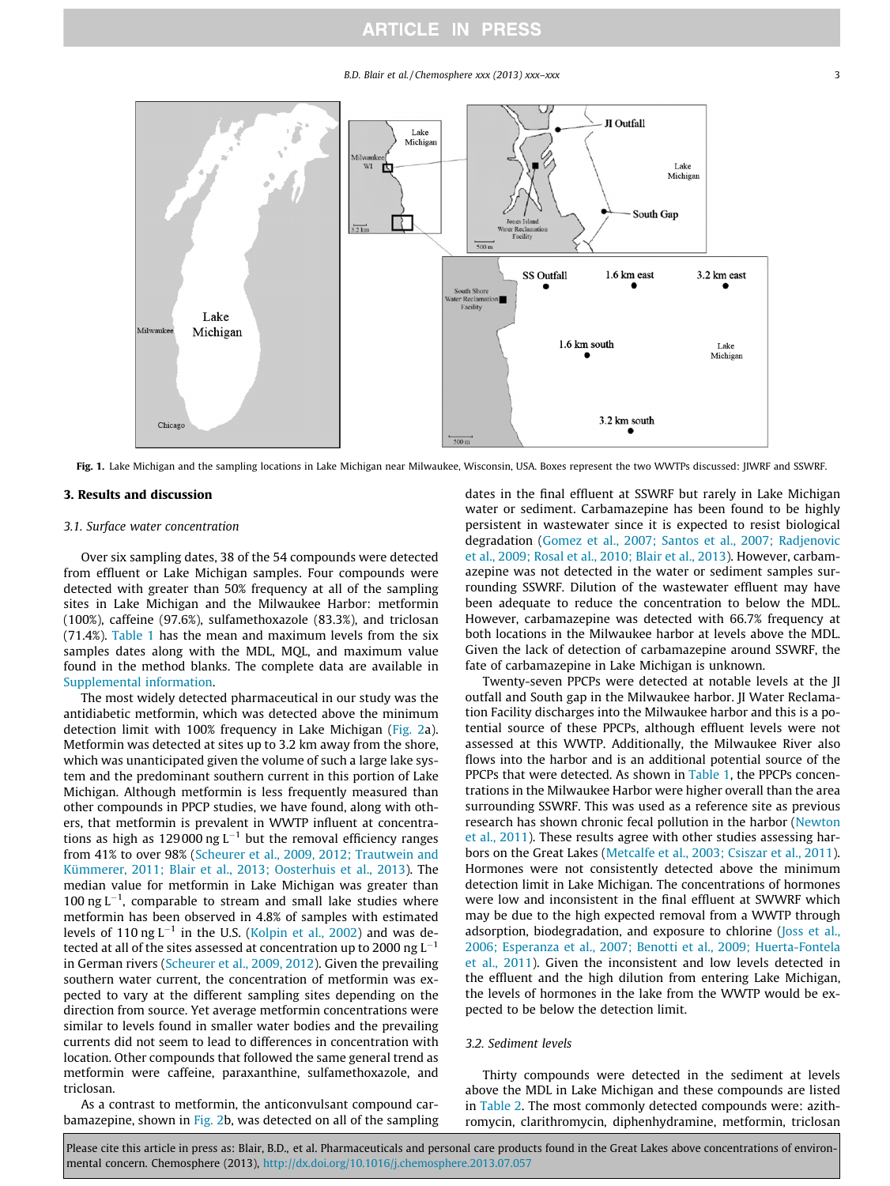**Fig. 1.** Lake Michigan and the sampling locations in Lake Michigan near Milwaukee, Wisconsin, USA. Boxes represent the two WWTPs discussed: JIWRF and SSWRF.

## 3. Results and discussion

### 3.1. Surface water concentration

Over six sampling dates, 38 of the 54 compounds were detected from effluent or Lake Michigan samples. Four compounds were detected with greater than 50% frequency at all of the sampling sites in Lake Michigan and the Milwaukee Harbor: metformin (100%), caffeine (97.6%), sulfamethoxazole (83.3%), and triclosan (71.4%). Table 1 has the mean and maximum levels from the six samples dates along with the MDL, MQL, and maximum value found in the method blanks. The complete data are available in Supplemental information.

The most widely detected pharmaceutical in our study was the antidiabetic metformin, which was detected above the minimum detection limit with 100% frequency in Lake Michigan (Fig. 2a). Metformin was detected at sites up to 3.2 km away from the shore, which was unanticipated given the volume of such a large lake system and the predominant southern current in this portion of Lake Michigan. Although metformin is less frequently measured than other compounds in PPCP studies, we have found, along with others, that metformin is prevalent in WWTP influent at concentrations as high as 129000 ng L$^{-1}$ but the removal efficiency ranges from 41% to over 98% (Scheurer et al., 2009, 2012; Trautwein and Kümmerer, 2011; Blair et al., 2013; Oosterhuis et al., 2013). The median value for metformin in Lake Michigan was greater than 100 ng L$^{-1}$, comparable to stream and small lake studies where metformin has been observed in 4.8% of samples with estimated levels of 110 ng L$^{-1}$ in the U.S. (Kolpin et al., 2002) and was detected at all of the sites assessed at concentration up to 2000 ng L$^{-1}$ in German rivers (Scheurer et al., 2009, 2012). Given the prevailing southern water current, the concentration of metformin was expected to vary at the different sampling sites depending on the direction from source. Yet average metformin concentrations were similar to levels found in smaller water bodies and the prevailing currents did not seem to lead to differences in concentration with location. Other compounds that followed the same general trend as metformin were caffeine, paraxanthine, sulfamethoxazole, and triclosan.

As a contrast to metformin, the anticonvulsant compound carbamazepine, shown in Fig. 2b, was detected on all of the sampling dates in the final effluent at SSWRF but rarely in Lake Michigan water or sediment. Carbamazepine has been found to be highly persistent in wastewater since it is expected to resist biological degradation (Gomez et al., 2007; Santos et al., 2007; Radjenovic et al., 2009; Rosal et al., 2010; Blair et al., 2013). However, carbamazepine was not detected in the water or sediment samples surrounding SSWRF. Dilution of the wastewater effluent may have been adequate to reduce the concentration to below the MDL. However, carbamazepine was detected with 66.7% frequency at both locations in the Milwaukee harbor at levels above the MDL. Given the lack of detection of carbamazepine around SSWRF, the fate of carbamazepine in Lake Michigan is unknown.

Twenty-seven PPCPs were detected at notable levels at the JI outfall and South gap in the Milwaukee harbor. JI Water Reclamation Facility discharges into the Milwaukee harbor and this is a potential source of these PPCPs, although effluent levels were not assessed at this WWTP. Additionally, the Milwaukee River also flows into the harbor and is an additional potential source of the PPCPs that were detected. As shown in Table 1, the PPCPs concentrations in the Milwaukee Harbor were higher overall than the area surrounding SSWRF. This was used as a reference site as previous research has shown chronic fecal pollution in the harbor (Newton et al., 2011). These results agree with other studies assessing harbors on the Great Lakes (Metcalfe et al., 2003; Csiszar et al., 2011). Hormones were not consistently detected above the minimum detection limit in Lake Michigan. The concentrations of hormones were low and inconsistent in the final effluent at SWWRF which may be due to the high expected removal from a WWTP through adsorption, biodegradation, and exposure to chlorine (Joss et al., 2006; Esperanza et al., 2007; Benotti et al., 2009; Huerta-Fontela et al., 2011). Given the inconsistent and low levels detected in the effluent and the high dilution from entering Lake Michigan, the levels of hormones in the lake from the WWTP would be expected to be below the detection limit.

### 3.2. Sediment levels

Thirty compounds were detected in the sediment at levels above the MDL in Lake Michigan and these compounds are listed in Table 2. The most commonly detected compounds were: azithromycin, clarithromycin, diphenhydramine, metformin, triclosan

Please cite this article in press as: Blair, B.D., et al. Pharmaceuticals and personal care products found in the Great Lakes above concentrations of environmental concern. Chemosphere (2013), http://dx.doi.org/10.1016/j.chemosphere.2013.07.057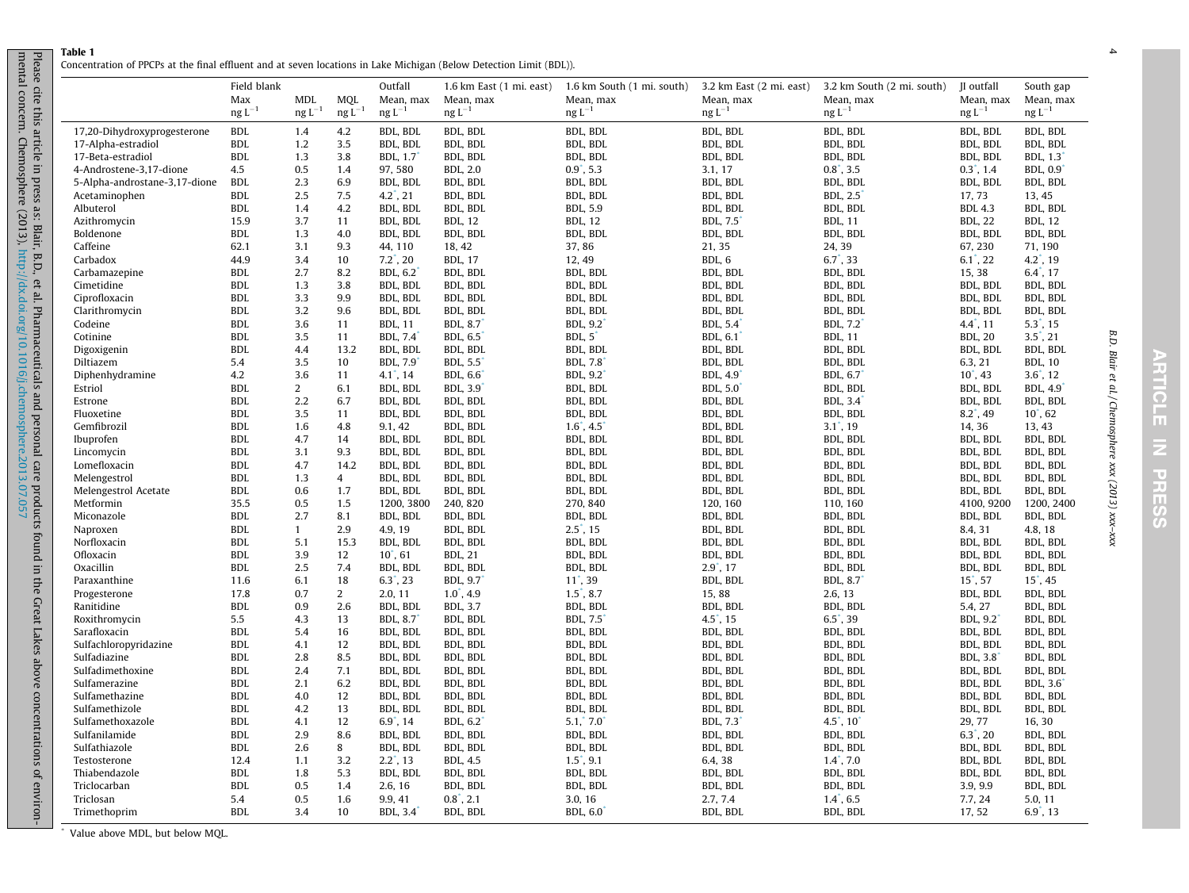**Table 1**
Concentration of PPCPs at the final effluent and at seven locations in Lake Michigan (Below Detection Limit (BDL)).

| | Field blank Max ng L⁻¹ | MDL ng L⁻¹ | MQL ng L⁻¹ | Outfall Mean, max ng L⁻¹ | 1.6 km East (1 mi. east) Mean, max ng L⁻¹ | 1.6 km South (1 mi. south) Mean, max ng L⁻¹ | 3.2 km East (2 mi. east) Mean, max ng L⁻¹ | 3.2 km South (2 mi. south) Mean, max ng L⁻¹ | JI outfall Mean, max ng L⁻¹ | South gap Mean, max ng L⁻¹ |
|---|---|---|---|---|---|---|---|---|---|---|
| 17,20-Dihydroxyprogesterone | BDL | 1.4 | 4.2 | BDL, BDL | BDL, BDL | BDL, BDL | BDL, BDL | BDL, BDL | BDL, BDL | BDL, BDL |
| 17-Alpha-estradiol | BDL | 1.2 | 3.5 | BDL, BDL | BDL, BDL | BDL, BDL | BDL, BDL | BDL, BDL | BDL, BDL | BDL, BDL |
| 17-Beta-estradiol | BDL | 1.3 | 3.8 | BDL, 1.7* | BDL, BDL | BDL, BDL | BDL, BDL | BDL, BDL | BDL, BDL | BDL, 1.3* |
| 4-Androstene-3,17-dione | 4.5 | 0.5 | 1.4 | 97, 580 | BDL, 2.0 | 0.9*, 5.3 | 3.1, 17 | 0.8*, 3.5 | 0.3*, 1.4 | BDL, 0.9* |
| 5-Alpha-androstane-3,17-dione | BDL | 2.3 | 6.9 | BDL, BDL | BDL, BDL | BDL, BDL | BDL, BDL | BDL, BDL | BDL, BDL | BDL, BDL |
| Acetaminophen | BDL | 2.5 | 7.5 | 4.2*, 21 | BDL, BDL | BDL, BDL | BDL, BDL | BDL, 2.5* | 17, 73 | 13, 45 |
| Albuterol | BDL | 1.4 | 4.2 | BDL, BDL | BDL, BDL | BDL, 5.9 | BDL, BDL | BDL, BDL | BDL 4.3 | BDL, BDL |
| Azithromycin | 15.9 | 3.7 | 11 | BDL, BDL | BDL, 12 | BDL, 12 | BDL, 7.5* | BDL, 11 | BDL, 22 | BDL, 12 |
| Boldenone | BDL | 1.3 | 4.0 | BDL, BDL | BDL, BDL | BDL, BDL | BDL, BDL | BDL, BDL | BDL, BDL | BDL, BDL |
| Caffeine | 62.1 | 3.1 | 9.3 | 44, 110 | 18, 42 | 37, 86 | 21, 35 | 24, 39 | 67, 230 | 71, 190 |
| Carbadox | 44.9 | 3.4 | 10 | 7.2*, 20 | BDL, 17 | 12, 49 | BDL, 6 | 6.7*, 33 | 6.1*, 22 | 4.2*, 19 |
| Carbamazepine | BDL | 2.7 | 8.2 | BDL, 6.2* | BDL, BDL | BDL, BDL | BDL, BDL | BDL, BDL | 15, 38 | 6.4*, 17 |
| Cimetidine | BDL | 1.3 | 3.8 | BDL, BDL | BDL, BDL | BDL, BDL | BDL, BDL | BDL, BDL | BDL, BDL | BDL, BDL |
| Ciprofloxacin | BDL | 3.3 | 9.9 | BDL, BDL | BDL, BDL | BDL, BDL | BDL, BDL | BDL, BDL | BDL, BDL | BDL, BDL |
| Clarithromycin | BDL | 3.2 | 9.6 | BDL, BDL | BDL, BDL | BDL, BDL | BDL, BDL | BDL, BDL | BDL, BDL | BDL, BDL |
| Codeine | BDL | 3.6 | 11 | BDL, 11 | BDL, 8.7* | BDL, 9.2* | BDL, 5.4* | BDL, 7.2* | 4.4*, 11 | 5.3*, 15 |
| Cotinine | BDL | 3.5 | 11 | BDL, 7.4* | BDL, 6.5* | BDL, 5* | BDL, 6.1* | BDL, 11 | BDL, 20 | 3.5*, 21 |
| Digoxigenin | BDL | 4.4 | 13.2 | BDL, BDL | BDL, BDL | BDL, BDL | BDL, BDL | BDL, BDL | BDL, BDL | BDL, BDL |
| Diltiazem | 5.4 | 3.5 | 10 | BDL, 7.9* | BDL, 5.5* | BDL, 7.8* | BDL, BDL | BDL, BDL | 6.3, 21 | BDL, 10 |
| Diphenhydramine | 4.2 | 3.6 | 11 | 4.1*, 14 | BDL, 6.6* | BDL, 9.2* | BDL, 4.9* | BDL, 6.7* | 10*, 43 | 3.6*, 12 |
| Estriol | BDL | 2 | 6.1 | BDL, BDL | BDL, 3.9* | BDL, BDL | BDL, 5.0* | BDL, BDL | BDL, BDL | BDL, 4.9* |
| Estrone | BDL | 2.2 | 6.7 | BDL, BDL | BDL, BDL | BDL, BDL | BDL, BDL | BDL, 3.4* | BDL, BDL | BDL, BDL |
| Fluoxetine | BDL | 3.5 | 11 | BDL, BDL | BDL, BDL | BDL, BDL | BDL, BDL | BDL, BDL | 8.2*, 49 | 10*, 62 |
| Gemfibrozil | BDL | 1.6 | 4.8 | 9.1, 42 | BDL, BDL | 1.6*, 4.5* | BDL, BDL | 3.1*, 19 | 14, 36 | 13, 43 |
| Ibuprofen | BDL | 4.7 | 14 | BDL, BDL | BDL, BDL | BDL, BDL | BDL, BDL | BDL, BDL | BDL, BDL | BDL, BDL |
| Lincomycin | BDL | 3.1 | 9.3 | BDL, BDL | BDL, BDL | BDL, BDL | BDL, BDL | BDL, BDL | BDL, BDL | BDL, BDL |
| Lomefloxacin | BDL | 4.7 | 14.2 | BDL, BDL | BDL, BDL | BDL, BDL | BDL, BDL | BDL, BDL | BDL, BDL | BDL, BDL |
| Melengestrol | BDL | 1.3 | 4 | BDL, BDL | BDL, BDL | BDL, BDL | BDL, BDL | BDL, BDL | BDL, BDL | BDL, BDL |
| Melengestrol Acetate | BDL | 0.6 | 1.7 | BDL, BDL | BDL, BDL | BDL, BDL | BDL, BDL | BDL, BDL | BDL, BDL | BDL, BDL |
| Metformin | 35.5 | 0.5 | 1.5 | 1200, 3800 | 240, 820 | 270, 840 | 120, 160 | 110, 160 | 4100, 9200 | 1200, 2400 |
| Miconazole | BDL | 2.7 | 8.1 | BDL, BDL | BDL, BDL | BDL, BDL | BDL, BDL | BDL, BDL | BDL, BDL | BDL, BDL |
| Naproxen | BDL | 1 | 2.9 | 4.9, 19 | BDL, BDL | 2.5*, 15 | BDL, BDL | BDL, BDL | 8.4, 31 | 4.8, 18 |
| Norfloxacin | BDL | 5.1 | 15.3 | BDL, BDL | BDL, BDL | BDL, BDL | BDL, BDL | BDL, BDL | BDL, BDL | BDL, BDL |
| Ofloxacin | BDL | 3.9 | 12 | 10*, 61 | BDL, 21 | BDL, BDL | BDL, BDL | BDL, BDL | BDL, BDL | BDL, BDL |
| Oxacillin | BDL | 2.5 | 7.4 | BDL, BDL | BDL, BDL | BDL, BDL | 2.9*, 17 | BDL, BDL | BDL, BDL | BDL, BDL |
| Paraxanthine | 11.6 | 6.1 | 18 | 6.3*, 23 | BDL, 9.7* | 11*, 39 | BDL, BDL | BDL, 8.7* | 15*, 57 | 15*, 45 |
| Progesterone | 17.8 | 0.7 | 2 | 2.0, 11 | 1.0*, 4.9 | 1.5*, 8.7 | 15, 88 | 2.6, 13 | BDL, BDL | BDL, BDL |
| Ranitidine | BDL | 0.9 | 2.6 | BDL, BDL | BDL, 3.7 | BDL, BDL | BDL, BDL | BDL, BDL | 5.4, 27 | BDL, BDL |
| Roxithromycin | 5.5 | 4.3 | 13 | BDL, 8.7* | BDL, BDL | BDL, 7.5* | 4.5*, 15 | 6.5*, 39 | BDL, 9.2* | BDL, BDL |
| Sarafloxacin | BDL | 5.4 | 16 | BDL, BDL | BDL, BDL | BDL, BDL | BDL, BDL | BDL, BDL | BDL, BDL | BDL, BDL |
| Sulfachloropyridazine | BDL | 4.1 | 12 | BDL, BDL | BDL, BDL | BDL, BDL | BDL, BDL | BDL, BDL | BDL, BDL | BDL, BDL |
| Sulfadiazine | BDL | 2.8 | 8.5 | BDL, BDL | BDL, BDL | BDL, BDL | BDL, BDL | BDL, BDL | BDL, 3.8* | BDL, BDL |
| Sulfadimethoxine | BDL | 2.4 | 7.1 | BDL, BDL | BDL, BDL | BDL, BDL | BDL, BDL | BDL, BDL | BDL, BDL | BDL, BDL |
| Sulfamerazine | BDL | 2.1 | 6.2 | BDL, BDL | BDL, BDL | BDL, BDL | BDL, BDL | BDL, BDL | BDL, BDL | BDL, 3.6* |
| Sulfamethazine | BDL | 4.0 | 12 | BDL, BDL | BDL, BDL | BDL, BDL | BDL, BDL | BDL, BDL | BDL, BDL | BDL, BDL |
| Sulfamethizole | BDL | 4.2 | 13 | BDL, BDL | BDL, BDL | BDL, BDL | BDL, BDL | BDL, BDL | BDL, BDL | BDL, BDL |
| Sulfamethoxazole | BDL | 4.1 | 12 | 6.9*, 14 | BDL, 6.2* | 5.1*, 7.0* | BDL, 7.3* | 4.5*, 10* | 29, 77 | 16, 30 |
| Sulfanilamide | BDL | 2.9 | 8.6 | BDL, BDL | BDL, BDL | BDL, BDL | BDL, BDL | BDL, BDL | 6.3*, 20 | BDL, BDL |
| Sulfathiazole | BDL | 2.6 | 8 | BDL, BDL | BDL, BDL | BDL, BDL | BDL, BDL | BDL, BDL | BDL, BDL | BDL, BDL |
| Testosterone | 12.4 | 1.1 | 3.2 | 2.2*, 13 | BDL, 4.5 | 1.5*, 9.1 | 6.4, 38 | 1.4*, 7.0 | BDL, BDL | BDL, BDL |
| Thiabendazole | BDL | 1.8 | 5.3 | BDL, BDL | BDL, BDL | BDL, BDL | BDL, BDL | BDL, BDL | BDL, BDL | BDL, BDL |
| Triclocarban | BDL | 0.5 | 1.4 | 2.6, 16 | BDL, BDL | BDL, BDL | BDL, BDL | BDL, BDL | 3.9, 9.9 | BDL, BDL |
| Triclosan | 5.4 | 0.5 | 1.6 | 9.9, 41 | 0.8*, 2.1 | 3.0, 16 | 2.7, 7.4 | 1.4*, 6.5 | 7.7, 24 | 5.0, 11 |
| Trimethoprim | BDL | 3.4 | 10 | BDL, 3.4* | BDL, BDL | BDL, 6.0* | BDL, BDL | BDL, BDL | 17, 52 | 6.9*, 13 |

* Value above MDL, but below MQL.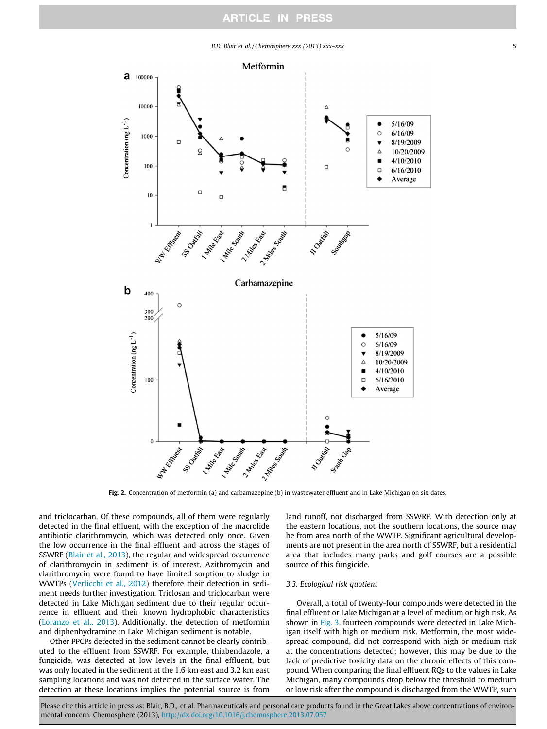Fig. 2. Concentration of metformin (a) and carbamazepine (b) in wastewater effluent and in Lake Michigan on six dates.

and triclocarban. Of these compounds, all of them were regularly detected in the final effluent, with the exception of the macrolide antibiotic clarithromycin, which was detected only once. Given the low occurrence in the final effluent and across the stages of SSWRF (Blair et al., 2013), the regular and widespread occurrence of clarithromycin in sediment is of interest. Azithromycin and clarithromycin were found to have limited sorption to sludge in WWTPs (Verlicchi et al., 2012) therefore their detection in sediment needs further investigation. Triclosan and triclocarban were detected in Lake Michigan sediment due to their regular occurrence in effluent and their known hydrophobic characteristics (Loranzo et al., 2013). Additionally, the detection of metformin and diphenhydramine in Lake Michigan sediment is notable.

Other PPCPs detected in the sediment cannot be clearly contributed to the effluent from SSWRF. For example, thiabendazole, a fungicide, was detected at low levels in the final effluent, but was only located in the sediment at the 1.6 km east and 3.2 km east sampling locations and was not detected in the surface water. The detection at these locations implies the potential source is from land runoff, not discharged from SSWRF. With detection only at the eastern locations, not the southern locations, the source may be from area north of the WWTP. Significant agricultural developments are not present in the area north of SSWRF, but a residential area that includes many parks and golf courses are a possible source of this fungicide.

### 3.3. Ecological risk quotient

Overall, a total of twenty-four compounds were detected in the final effluent or Lake Michigan at a level of medium or high risk. As shown in Fig. 3, fourteen compounds were detected in Lake Michigan itself with high or medium risk. Metformin, the most widespread compound, did not correspond with high or medium risk at the concentrations detected; however, this may be due to the lack of predictive toxicity data on the chronic effects of this compound. When comparing the final effluent RQs to the values in Lake Michigan, many compounds drop below the threshold to medium or low risk after the compound is discharged from the WWTP, such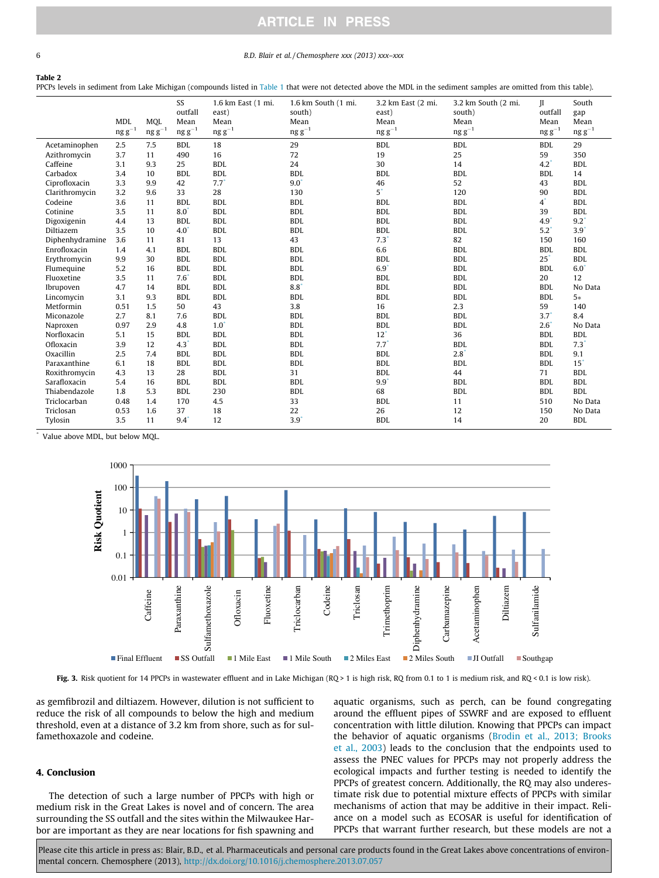**Table 2**

PPCPs levels in sediment from Lake Michigan (compounds listed in Table 1 that were not detected above the MDL in the sediment samples are omitted from this table).

| | MDL ng g−1 | MQL ng g−1 | SS outfall Mean ng g−1 | 1.6 km East (1 mi. east) Mean ng g−1 | 1.6 km South (1 mi. south) Mean ng g−1 | 3.2 km East (2 mi. east) Mean ng g−1 | 3.2 km South (2 mi. south) Mean ng g−1 | JI outfall Mean ng g−1 | South gap Mean ng g−1 |
|---|---|---|---|---|---|---|---|---|---|
| Acetaminophen | 2.5 | 7.5 | BDL | 18 | 29 | BDL | BDL | BDL | 29 |
| Azithromycin | 3.7 | 11 | 490 | 16 | 72 | 19 | 25 | 59 | 350 |
| Caffeine | 3.1 | 9.3 | 25 | BDL | 24 | 30 | 14 | 4.2* | BDL |
| Carbadox | 3.4 | 10 | BDL | BDL | BDL | BDL | BDL | BDL | 14 |
| Ciprofloxacin | 3.3 | 9.9 | 42 | 7.7* | 9.0* | 46 | 52 | 43 | BDL |
| Clarithromycin | 3.2 | 9.6 | 33 | 28 | 130 | 5* | 120 | 90 | BDL |
| Codeine | 3.6 | 11 | BDL | BDL | BDL | BDL | BDL | 4* | BDL |
| Cotinine | 3.5 | 11 | 8.0* | BDL | BDL | BDL | BDL | 39 | BDL |
| Digoxigenin | 4.4 | 13 | BDL | BDL | BDL | BDL | BDL | 4.9* | 9.2* |
| Diltiazem | 3.5 | 10 | 4.0* | BDL | BDL | BDL | BDL | 5.2* | 3.9* |
| Diphenhydramine | 3.6 | 11 | 81 | 13 | 43 | 7.3* | 82 | 150 | 160 |
| Enrofloxacin | 1.4 | 4.1 | BDL | BDL | BDL | 6.6 | BDL | BDL | BDL |
| Erythromycin | 9.9 | 30 | BDL | BDL | BDL | BDL | BDL | 25* | BDL |
| Flumequine | 5.2 | 16 | BDL | BDL | BDL | 6.9* | BDL | BDL | 6.0* |
| Fluoxetine | 3.5 | 11 | 7.6* | BDL | BDL | BDL | BDL | 20 | 12 |
| Ibrupoven | 4.7 | 14 | BDL | BDL | 8.8* | BDL | BDL | BDL | No Data |
| Lincomycin | 3.1 | 9.3 | BDL | BDL | BDL | BDL | BDL | BDL | 5* |
| Metformin | 0.51 | 1.5 | 50 | 43 | 3.8 | 16 | 2.3 | 59 | 140 |
| Miconazole | 2.7 | 8.1 | 7.6 | BDL | BDL | BDL | BDL | 3.7* | 8.4 |
| Naproxen | 0.97 | 2.9 | 4.8 | 1.0* | BDL | BDL | BDL | 2.6* | No Data |
| Norfloxacin | 5.1 | 15 | BDL | BDL | BDL | 12* | 36 | BDL | BDL |
| Ofloxacin | 3.9 | 12 | 4.3* | BDL | BDL | 7.7* | BDL | BDL | 7.3* |
| Oxacillin | 2.5 | 7.4 | BDL | BDL | BDL | BDL | 2.8* | BDL | 9.1 |
| Paraxanthine | 6.1 | 18 | BDL | BDL | BDL | BDL | BDL | BDL | 15* |
| Roxithromycin | 4.3 | 13 | 28 | BDL | 31 | BDL | 44 | 71 | BDL |
| Sarafloxacin | 5.4 | 16 | BDL | BDL | BDL | 9.9* | BDL | BDL | BDL |
| Thiabendazole | 1.8 | 5.3 | BDL | 230 | BDL | 68 | BDL | BDL | BDL |
| Triclocarban | 0.48 | 1.4 | 170 | 4.5 | 33 | BDL | 11 | 510 | No Data |
| Triclosan | 0.53 | 1.6 | 37 | 18 | 22 | 26 | 12 | 150 | No Data |
| Tylosin | 3.5 | 11 | 9.4* | 12 | 3.9* | BDL | 14 | 20 | BDL |

\* Value above MDL, but below MQL.

**Fig. 3.** Risk quotient for 14 PPCPs in wastewater effluent and in Lake Michigan (RQ > 1 is high risk, RQ from 0.1 to 1 is medium risk, and RQ < 0.1 is low risk).

as gemfibrozil and diltiazem. However, dilution is not sufficient to reduce the risk of all compounds to below the high and medium threshold, even at a distance of 3.2 km from shore, such as for sulfamethoxazole and codeine.

## 4. Conclusion

The detection of such a large number of PPCPs with high or medium risk in the Great Lakes is novel and of concern. The area surrounding the SS outfall and the sites within the Milwaukee Harbor are important as they are near locations for fish spawning and aquatic organisms, such as perch, can be found congregating around the effluent pipes of SSWRF and are exposed to effluent concentration with little dilution. Knowing that PPCPs can impact the behavior of aquatic organisms (Brodin et al., 2013; Brooks et al., 2003) leads to the conclusion that the endpoints used to assess the PNEC values for PPCPs may not properly address the ecological impacts and further testing is needed to identify the PPCPs of greatest concern. Additionally, the RQ may also underestimate risk due to potential mixture effects of PPCPs with similar mechanisms of action that may be additive in their impact. Reliance on a model such as ECOSAR is useful for identification of PPCPs that warrant further research, but these models are not a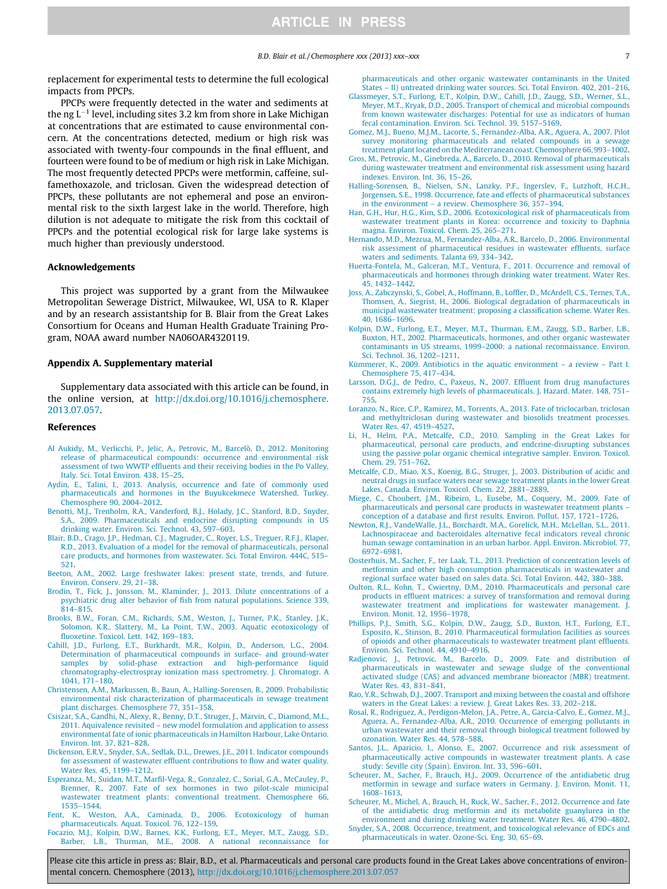replacement for experimental tests to determine the full ecological impacts from PPCPs.

PPCPs were frequently detected in the water and sediments at the ng $L^{-1}$ level, including sites 3.2 km from shore in Lake Michigan at concentrations that are estimated to cause environmental concern. At the concentrations detected, medium or high risk was associated with twenty-four compounds in the final effluent, and fourteen were found to be of medium or high risk in Lake Michigan. The most frequently detected PPCPs were metformin, caffeine, sulfamethoxazole, and triclosan. Given the widespread detection of PPCPs, these pollutants are not ephemeral and pose an environmental risk to the sixth largest lake in the world. Therefore, high dilution is not adequate to mitigate the risk from this cocktail of PPCPs and the potential ecological risk for large lake systems is much higher than previously understood.

## Acknowledgements

This project was supported by a grant from the Milwaukee Metropolitan Sewerage District, Milwaukee, WI, USA to R. Klaper and by an research assistantship for B. Blair from the Great Lakes Consortium for Oceans and Human Health Graduate Training Program, NOAA award number NA06OAR4320119.

## Appendix A. Supplementary material

Supplementary data associated with this article can be found, in the online version, at http://dx.doi.org/10.1016/j.chemosphere.2013.07.057.

## References

Al Aukidy, M., Verlicchi, P., Jelic, A., Petrovic, M., Barcelò, D., 2012. Monitoring release of pharmaceutical compounds: occurrence and environmental risk assessment of two WWTP effluents and their receiving bodies in the Po Valley, Italy. Sci. Total Environ. 438, 15–25.

Aydin, E., Talini, I., 2013. Analysis, occurrence and fate of commonly used pharmaceuticals and hormones in the Buyukcekmece Watershed, Turkey. Chemosphere 90, 2004–2012.

Benotti, M.J., Trenholm, R.A., Vanderford, B.J., Holady, J.C., Stanford, B.D., Snyder, S.A., 2009. Pharmaceuticals and endocrine disrupting compounds in US drinking water. Environ. Sci. Technol. 43, 597–603.

Blair, B.D., Crago, J.P., Hedman, C.J., Magruder, C., Royer, L.S., Treguer, R.F.J., Klaper, R.D., 2013. Evaluation of a model for the removal of pharmaceuticals, personal care products, and hormones from wastewater. Sci. Total Environ. 444C, 515–521.

Beeton, A.M., 2002. Large freshwater lakes: present state, trends, and future. Environ. Conserv. 29, 21–38.

Brodin, T., Fick, J., Jonsson, M., Klaminder, J., 2013. Dilute concentrations of a psychiatric drug alter behavior of fish from natural populations. Science 339, 814–815.

Brooks, B.W., Foran, C.M., Richards, S.M., Weston, J., Turner, P.K., Stanley, J.K., Solomon, K.R., Slattery, M., La Point, T.W., 2003. Aquatic ecotoxicology of fluoxetine. Toxicol. Lett. 142, 169–183.

Cahill, J.D., Furlong, E.T., Burkhardt, M.R., Kolpin, D., Anderson, L.G., 2004. Determination of pharmaceutical compounds in surface- and ground-water samples by solid-phase extraction and high-performance liquid chromatography-electrospray ionization mass spectrometry. J. Chromatogr. A 1041, 171–180.

Christensen, A.M., Markussen, B., Baun, A., Halling-Sorensen, B., 2009. Probabilistic environmental risk characterization of pharmaceuticals in sewage treatment plant discharges. Chemosphere 77, 351–358.

Csiszar, S.A., Gandhi, N., Alexy, R., Benny, D.T., Struger, J., Marvin, C., Diamond, M.L., 2011. Aquivalence revisited – new model formulation and application to assess environmental fate of ionic pharmaceuticals in Hamilton Harbour, Lake Ontario. Environ. Int. 37, 821–828.

Dickenson, E.R.V., Snyder, S.A., Sedlak, D.L., Drewes, J.E., 2011. Indicator compounds for assessment of wastewater effluent contributions to flow and water quality. Water Res. 45, 1199–1212.

Esperanza, M., Suidan, M.T., Marfil-Vega, R., Gonzalez, C., Sorial, G.A., McCauley, P., Brenner, R., 2007. Fate of sex hormones in two pilot-scale municipal wastewater treatment plants: conventional treatment. Chemosphere 66, 1535–1544.

Fent, K., Weston, A.A., Caminada, D., 2006. Ecotoxicology of human pharmaceuticals. Aquat. Toxicol. 76, 122–159.

Focazio, M.J., Kolpin, D.W., Barnes, K.K., Furlong, E.T., Meyer, M.T., Zaugg, S.D., Barber, L.B., Thurman, M.E., 2008. A national reconnaissance for pharmaceuticals and other organic wastewater contaminants in the United States – II) untreated drinking water sources. Sci. Total Environ. 402, 201–216.

Glassmeyer, S.T., Furlong, E.T., Kolpin, D.W., Cahill, J.D., Zaugg, S.D., Werner, S.L., Meyer, M.T., Kryak, D.D., 2005. Transport of chemical and microbial compounds from known wastewater discharges: Potential for use as indicators of human fecal contamination. Environ. Sci. Technol. 39, 5157–5169.

Gomez, M.J., Bueno, M.J.M., Lacorte, S., Fernandez-Alba, A.R., Aguera, A., 2007. Pilot survey monitoring pharmaceuticals and related compounds in a sewage treatment plant located on the Mediterranean coast. Chemosphere 66, 993–1002.

Gros, M., Petrovic, M., Ginebreda, A., Barcelo, D., 2010. Removal of pharmaceuticals during wastewater treatment and environmental risk assessment using hazard indexes. Environ. Int. 36, 15–26.

Halling-Sorensen, B., Nielsen, S.N., Lanzky, P.F., Ingerslev, F., Lutzhoft, H.C.H., Jorgensen, S.E., 1998. Occurrence, fate and effects of pharmaceutical substances in the environment – a review. Chemosphere 36, 357–394.

Han, G.H., Hur, H.G., Kim, S.D., 2006. Ecotoxicological risk of pharmaceuticals from wastewater treatment plants in Korea: occurrence and toxicity to Daphnia magna. Environ. Toxicol. Chem. 25, 265–271.

Hernando, M.D., Mezcua, M., Fernandez-Alba, A.R., Barcelo, D., 2006. Environmental risk assessment of pharmaceutical residues in wastewater effluents, surface waters and sediments. Talanta 69, 334–342.

Huerta-Fontela, M., Galceran, M.T., Ventura, F., 2011. Occurrence and removal of pharmaceuticals and hormones through drinking water treatment. Water Res. 45, 1432–1442.

Joss, A., Zabczynski, S., Gobel, A., Hoffmann, B., Loffler, D., McArdell, C.S., Ternes, T.A., Thomsen, A., Siegrist, H., 2006. Biological degradation of pharmaceuticals in municipal wastewater treatment: proposing a classification scheme. Water Res. 40, 1686–1696.

Kolpin, D.W., Furlong, E.T., Meyer, M.T., Thurman, E.M., Zaugg, S.D., Barber, L.B., Buxton, H.T., 2002. Pharmaceuticals, hormones, and other organic wastewater contaminants in US streams, 1999–2000: a national reconnaissance. Environ. Sci. Technol. 36, 1202–1211.

Kümmerer, K., 2009. Antibiotics in the aquatic environment – a review – Part I. Chemosphere 75, 417–434.

Larsson, D.G.J., de Pedro, C., Paxeus, N., 2007. Effluent from drug manufactures contains extremely high levels of pharmaceuticals. J. Hazard. Mater. 148, 751–755.

Loranzo, N., Rice, C.P., Ramirez, M., Torrents, A., 2013. Fate of triclocarban, triclosan and methyltriclosan during wastewater and biosolids treatment processes. Water Res. 47, 4519–4527.

Li, H., Helm, P.A., Metcalfe, C.D., 2010. Sampling in the Great Lakes for pharmaceutical, personal care products, and endcrine-disrupting substances using the passive polar organic chemical integrative sampler. Environ. Toxicol. Chem. 29, 751–762.

Metcalfe, C.D., Miao, X.S., Koenig, B.G., Struger, J., 2003. Distribution of acidic and neutral drugs in surface waters near sewage treatment plants in the lower Great Lakes, Canada. Environ. Toxicol. Chem. 22, 2881–2889.

Miege, C., Choubert, J.M., Ribeiro, L., Eusebe, M., Coquery, M., 2009. Fate of pharmaceuticals and personal care products in wastewater treatment plants – conception of a database and first results. Environ. Pollut. 157, 1721–1726.

Newton, R.J., VandeWalle, J.L., Borchardt, M.A., Gorelick, M.H., McLellan, S.L., 2011. Lachnospiraceae and bacteroidales alternative fecal indicators reveal chronic human sewage contamination in an urban harbor. Appl. Environ. Microbiol. 77, 6972–6981.

Oosterhuis, M., Sacher, F., ter Laak, T.L., 2013. Prediction of concentration levels of metformin and other high consumption pharmaceuticals in wastewater and regional surface water based on sales data. Sci. Total Environ. 442, 380–388.

Oulton, R.L., Kohn, T., Cwiertny, D.M., 2010. Pharmaceuticals and personal care products in effluent matrices: a survey of transformation and removal during wastewater treatment and implications for wastewater management. J. Environ. Monit. 12, 1956–1978.

Phillips, P.J., Smith, S.G., Kolpin, D.W., Zaugg, S.D., Buxton, H.T., Furlong, E.T., Esposito, K., Stinson, B., 2010. Pharmaceutical formulation facilities as sources of opioids and other pharmaceuticals to wastewater treatment plant effluents. Environ. Sci. Technol. 44, 4910–4916.

Radjenovic, J., Petrovic, M., Barcelo, D., 2009. Fate and distribution of pharmaceuticals in wastewater and sewage sludge of the conventional activated sludge (CAS) and advanced membrane bioreactor (MBR) treatment. Water Res. 43, 831–841.

Rao, Y.R., Schwab, D.J., 2007. Transport and mixing between the coastal and offshore waters in the Great Lakes: a review. J. Great Lakes Res. 33, 202–218.

Rosal, R., Rodriguez, A., Perdigon-Melon, J.A., Petre, A., Garcia-Calvo, E., Gomez, M.J., Aguera, A., Fernandez-Alba, A.R., 2010. Occurrence of emerging pollutants in urban wastewater and their removal through biological treatment followed by ozonation. Water Res. 44, 578–588.

Santos, J.L., Aparicio, I., Alonso, E., 2007. Occurrence and risk assessment of pharmaceutically active compounds in wastewater treatment plants. A case study: Seville city (Spain). Environ. Int. 33, 596–601.

Scheurer, M., Sacher, F., Brauch, H.J., 2009. Occurrence of the antidiabetic drug metformin in sewage and surface waters in Germany. J. Environ. Monit. 11, 1608–1613.

Scheurer, M., Michel, A., Brauch, H., Ruck, W., Sacher, F., 2012. Occurrence and fate of the antidiabetic drug metformin and its metabolite guanylurea in the environment and during drinking water treatment. Water Res. 46, 4790–4802.

Snyder, S.A., 2008. Occurrence, treatment, and toxicological relevance of EDCs and pharmaceuticals in water. Ozone-Sci. Eng. 30, 65–69.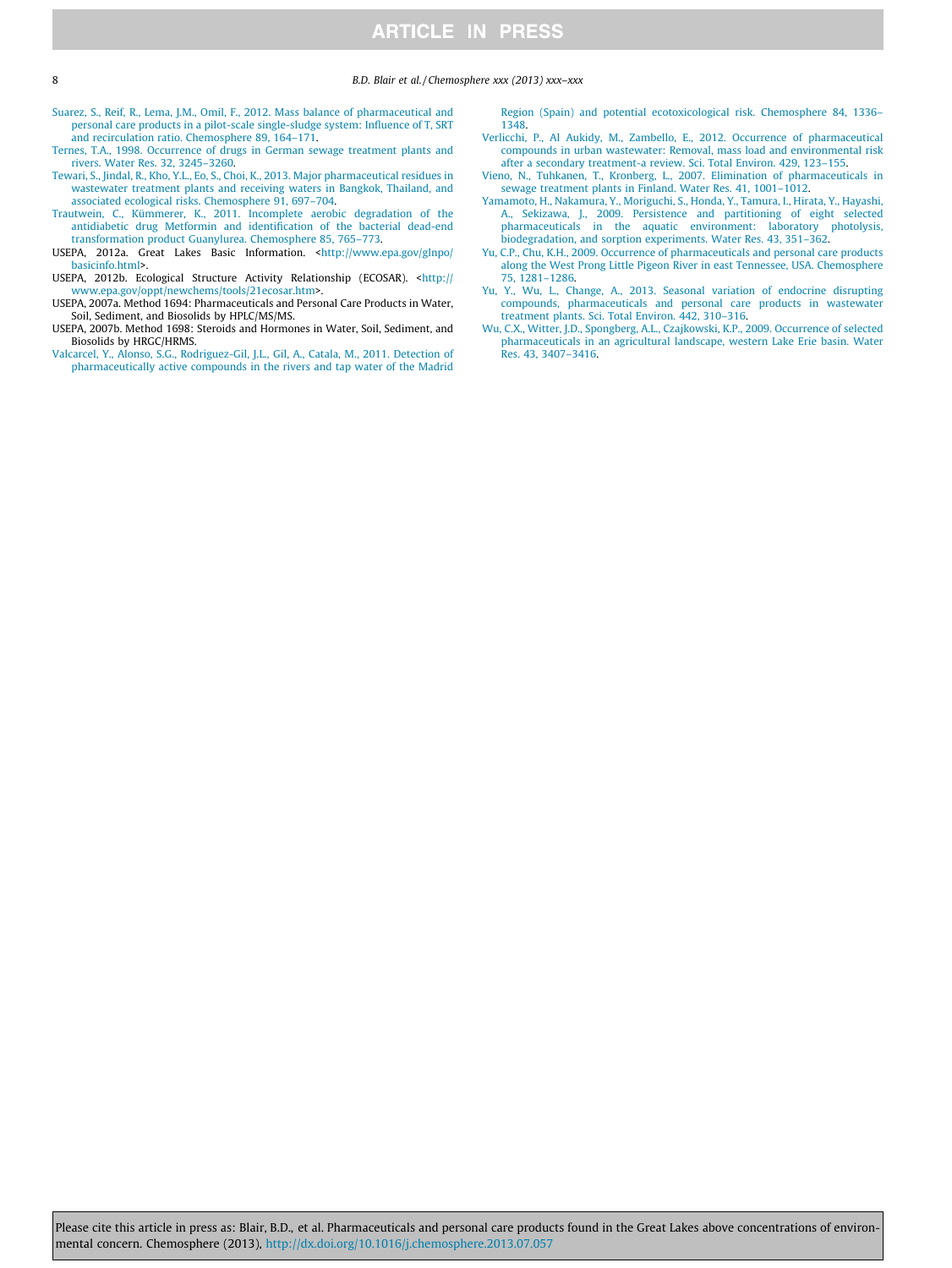Suarez, S., Reif, R., Lema, J.M., Omil, F., 2012. Mass balance of pharmaceutical and personal care products in a pilot-scale single-sludge system: Influence of T, SRT and recirculation ratio. Chemosphere 89, 164–171.

Ternes, T.A., 1998. Occurrence of drugs in German sewage treatment plants and rivers. Water Res. 32, 3245–3260.

Tewari, S., Jindal, R., Kho, Y.L., Eo, S., Choi, K., 2013. Major pharmaceutical residues in wastewater treatment plants and receiving waters in Bangkok, Thailand, and associated ecological risks. Chemosphere 91, 697–704.

Trautwein, C., Kümmerer, K., 2011. Incomplete aerobic degradation of the antidiabetic drug Metformin and identification of the bacterial dead-end transformation product Guanylurea. Chemosphere 85, 765–773.

USEPA, 2012a. Great Lakes Basic Information. <http://www.epa.gov/glnpo/basicinfo.html>.

USEPA, 2012b. Ecological Structure Activity Relationship (ECOSAR). <http://www.epa.gov/oppt/newchems/tools/21ecosar.htm>.

USEPA, 2007a. Method 1694: Pharmaceuticals and Personal Care Products in Water, Soil, Sediment, and Biosolids by HPLC/MS/MS.

USEPA, 2007b. Method 1698: Steroids and Hormones in Water, Soil, Sediment, and Biosolids by HRGC/HRMS.

Valcarcel, Y., Alonso, S.G., Rodriguez-Gil, J.L., Gil, A., Catala, M., 2011. Detection of pharmaceutically active compounds in the rivers and tap water of the Madrid Region (Spain) and potential ecotoxicological risk. Chemosphere 84, 1336–1348.

Verlicchi, P., Al Aukidy, M., Zambello, E., 2012. Occurrence of pharmaceutical compounds in urban wastewater: Removal, mass load and environmental risk after a secondary treatment-a review. Sci. Total Environ. 429, 123–155.

Vieno, N., Tuhkanen, T., Kronberg, L., 2007. Elimination of pharmaceuticals in sewage treatment plants in Finland. Water Res. 41, 1001–1012.

Yamamoto, H., Nakamura, Y., Moriguchi, S., Honda, Y., Tamura, I., Hirata, Y., Hayashi, A., Sekizawa, J., 2009. Persistence and partitioning of eight selected pharmaceuticals in the aquatic environment: laboratory photolysis, biodegradation, and sorption experiments. Water Res. 43, 351–362.

Yu, C.P., Chu, K.H., 2009. Occurrence of pharmaceuticals and personal care products along the West Prong Little Pigeon River in east Tennessee, USA. Chemosphere 75, 1281–1286.

Yu, Y., Wu, L., Change, A., 2013. Seasonal variation of endocrine disrupting compounds, pharmaceuticals and personal care products in wastewater treatment plants. Sci. Total Environ. 442, 310–316.

Wu, C.X., Witter, J.D., Spongberg, A.L., Czajkowski, K.P., 2009. Occurrence of selected pharmaceuticals in an agricultural landscape, western Lake Erie basin. Water Res. 43, 3407–3416.